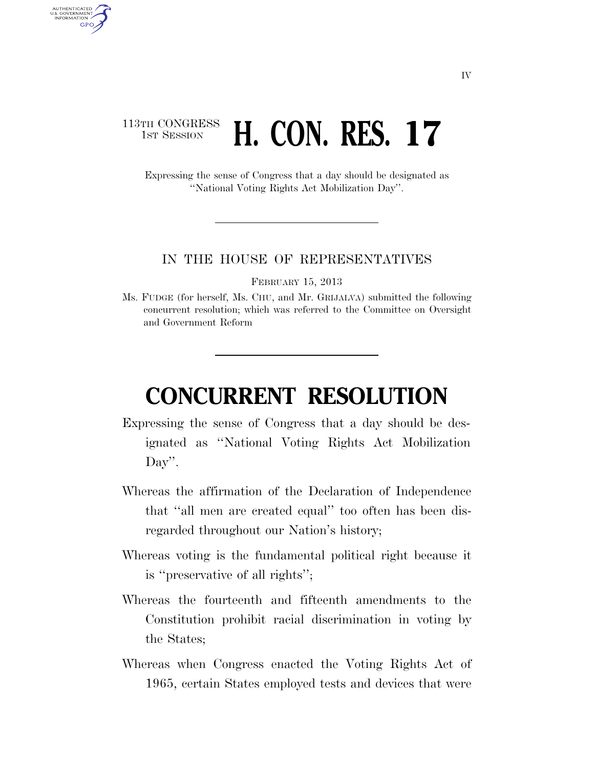113TH CONGRESS
1ST SESSION

# H. CON. RES. 17

Expressing the sense of Congress that a day should be designated as "National Voting Rights Act Mobilization Day".

IN THE HOUSE OF REPRESENTATIVES

FEBRUARY 15, 2013

Ms. FUDGE (for herself, Ms. CHU, and Mr. GRIJALVA) submitted the following concurrent resolution; which was referred to the Committee on Oversight and Government Reform

# CONCURRENT RESOLUTION

Expressing the sense of Congress that a day should be designated as "National Voting Rights Act Mobilization Day".

Whereas the affirmation of the Declaration of Independence that "all men are created equal" too often has been disregarded throughout our Nation's history;

Whereas voting is the fundamental political right because it is "preservative of all rights";

Whereas the fourteenth and fifteenth amendments to the Constitution prohibit racial discrimination in voting by the States;

Whereas when Congress enacted the Voting Rights Act of 1965, certain States employed tests and devices that were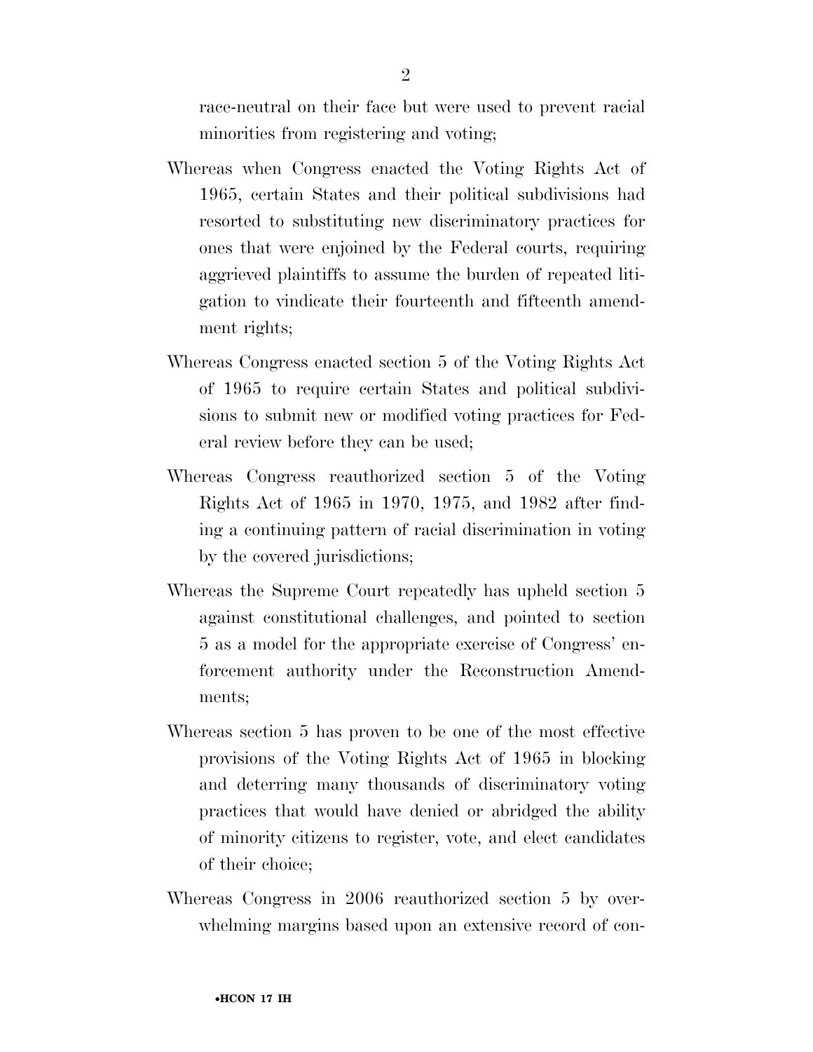race-neutral on their face but were used to prevent racial minorities from registering and voting;

Whereas when Congress enacted the Voting Rights Act of 1965, certain States and their political subdivisions had resorted to substituting new discriminatory practices for ones that were enjoined by the Federal courts, requiring aggrieved plaintiffs to assume the burden of repeated litigation to vindicate their fourteenth and fifteenth amendment rights;

Whereas Congress enacted section 5 of the Voting Rights Act of 1965 to require certain States and political subdivisions to submit new or modified voting practices for Federal review before they can be used;

Whereas Congress reauthorized section 5 of the Voting Rights Act of 1965 in 1970, 1975, and 1982 after finding a continuing pattern of racial discrimination in voting by the covered jurisdictions;

Whereas the Supreme Court repeatedly has upheld section 5 against constitutional challenges, and pointed to section 5 as a model for the appropriate exercise of Congress' enforcement authority under the Reconstruction Amendments;

Whereas section 5 has proven to be one of the most effective provisions of the Voting Rights Act of 1965 in blocking and deterring many thousands of discriminatory voting practices that would have denied or abridged the ability of minority citizens to register, vote, and elect candidates of their choice;

Whereas Congress in 2006 reauthorized section 5 by overwhelming margins based upon an extensive record of con-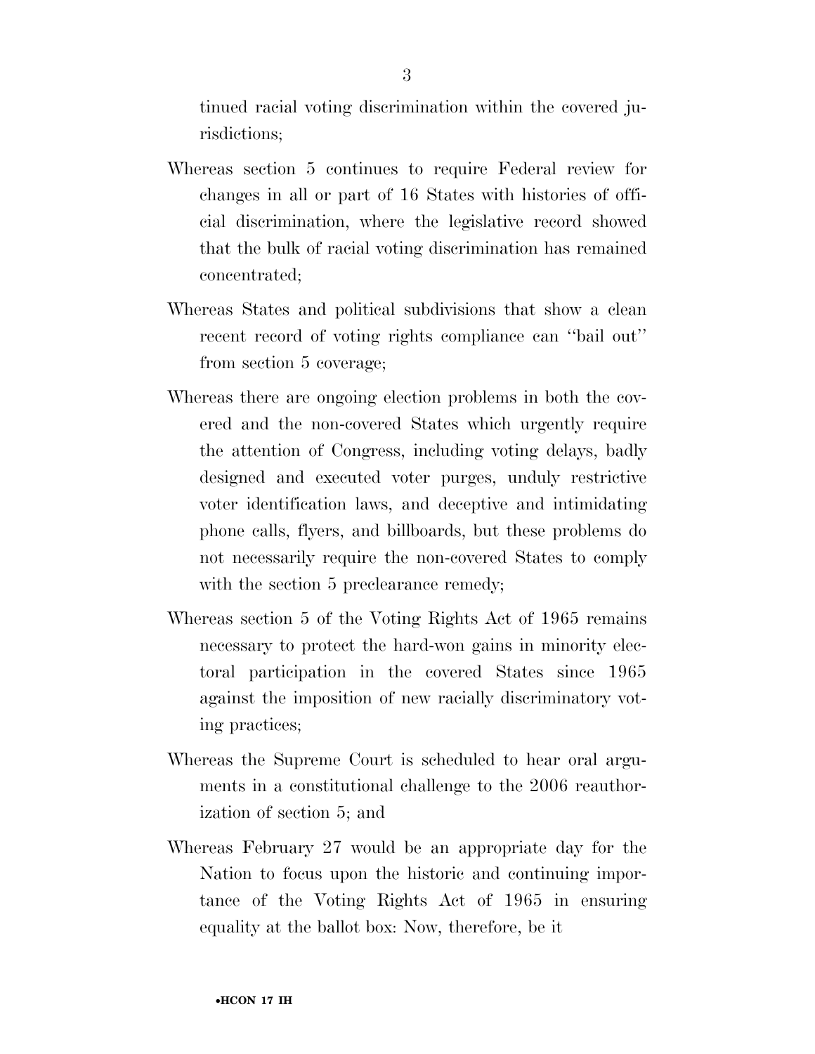tinued racial voting discrimination within the covered jurisdictions;

Whereas section 5 continues to require Federal review for changes in all or part of 16 States with histories of official discrimination, where the legislative record showed that the bulk of racial voting discrimination has remained concentrated;

Whereas States and political subdivisions that show a clean recent record of voting rights compliance can "bail out" from section 5 coverage;

Whereas there are ongoing election problems in both the covered and the non-covered States which urgently require the attention of Congress, including voting delays, badly designed and executed voter purges, unduly restrictive voter identification laws, and deceptive and intimidating phone calls, flyers, and billboards, but these problems do not necessarily require the non-covered States to comply with the section 5 preclearance remedy;

Whereas section 5 of the Voting Rights Act of 1965 remains necessary to protect the hard-won gains in minority electoral participation in the covered States since 1965 against the imposition of new racially discriminatory voting practices;

Whereas the Supreme Court is scheduled to hear oral arguments in a constitutional challenge to the 2006 reauthorization of section 5; and

Whereas February 27 would be an appropriate day for the Nation to focus upon the historic and continuing importance of the Voting Rights Act of 1965 in ensuring equality at the ballot box: Now, therefore, be it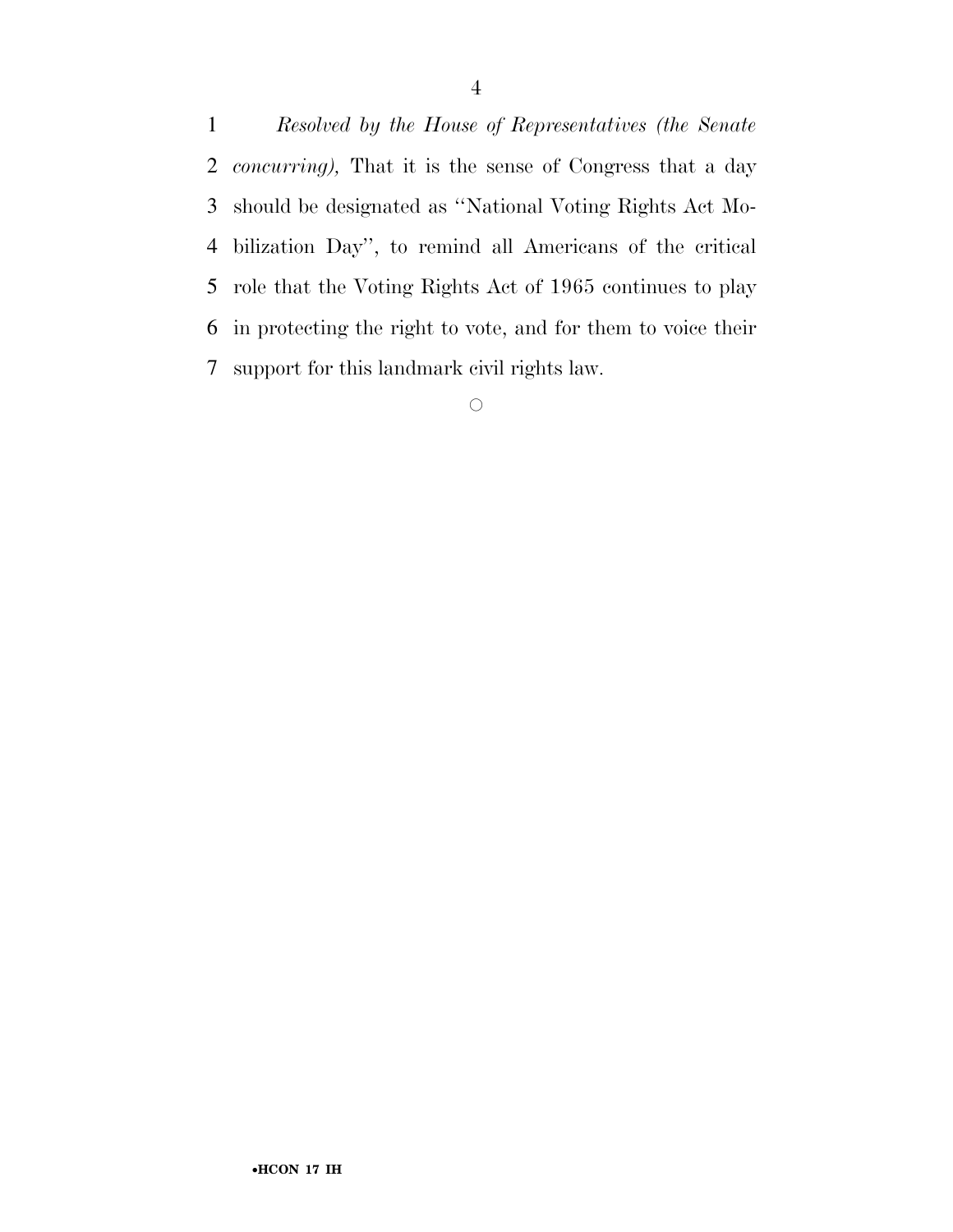*Resolved by the House of Representatives (the Senate concurring),* That it is the sense of Congress that a day should be designated as ''National Voting Rights Act Mobilization Day'', to remind all Americans of the critical role that the Voting Rights Act of 1965 continues to play in protecting the right to vote, and for them to voice their support for this landmark civil rights law.

○